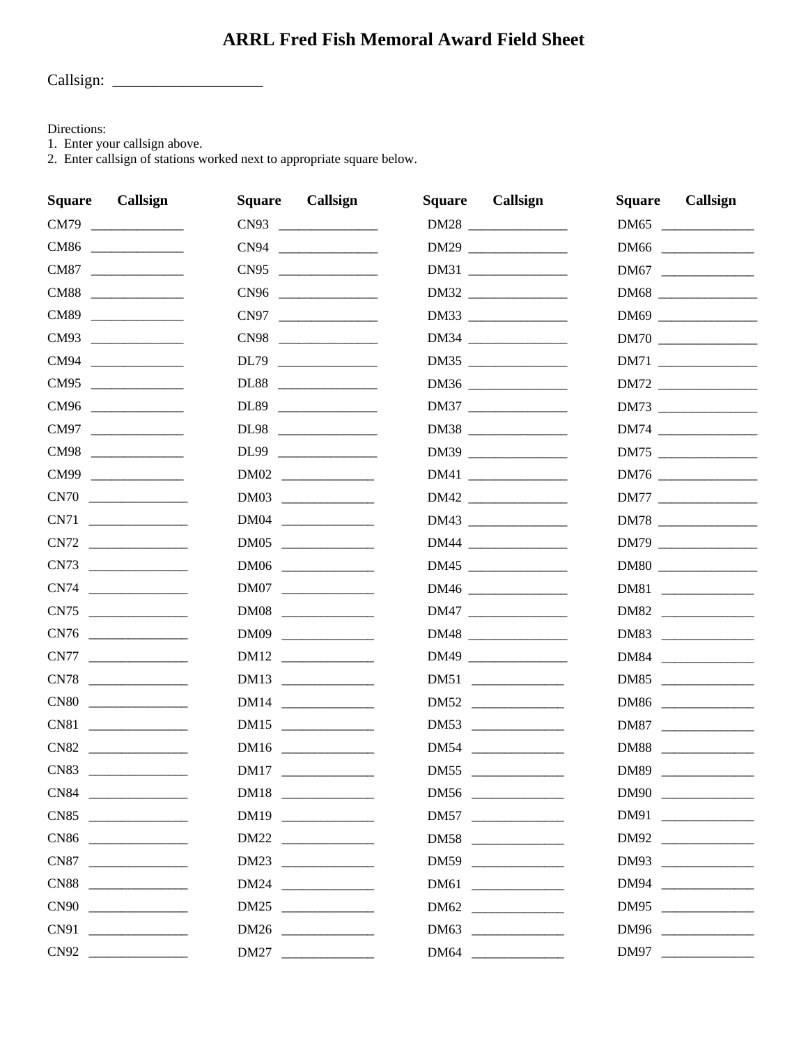# ARRL Fred Fish Memoral Award Field Sheet

Callsign: ___________________

Directions:
1. Enter your callsign above.
2. Enter callsign of stations worked next to appropriate square below.

| Square | Callsign | Square | Callsign | Square | Callsign | Square | Callsign |
|---|---|---|---|---|---|---|---|
| CM79 | ______________ | CN93 | ______________ | DM28 | ______________ | DM65 | ______________ |
| CM86 | ______________ | CN94 | ______________ | DM29 | ______________ | DM66 | ______________ |
| CM87 | ______________ | CN95 | ______________ | DM31 | ______________ | DM67 | ______________ |
| CM88 | ______________ | CN96 | ______________ | DM32 | ______________ | DM68 | ______________ |
| CM89 | ______________ | CN97 | ______________ | DM33 | ______________ | DM69 | ______________ |
| CM93 | ______________ | CN98 | ______________ | DM34 | ______________ | DM70 | ______________ |
| CM94 | ______________ | DL79 | ______________ | DM35 | ______________ | DM71 | ______________ |
| CM95 | ______________ | DL88 | ______________ | DM36 | ______________ | DM72 | ______________ |
| CM96 | ______________ | DL89 | ______________ | DM37 | ______________ | DM73 | ______________ |
| CM97 | ______________ | DL98 | ______________ | DM38 | ______________ | DM74 | ______________ |
| CM98 | ______________ | DL99 | ______________ | DM39 | ______________ | DM75 | ______________ |
| CM99 | ______________ | DM02 | ______________ | DM41 | ______________ | DM76 | ______________ |
| CN70 | ______________ | DM03 | ______________ | DM42 | ______________ | DM77 | ______________ |
| CN71 | ______________ | DM04 | ______________ | DM43 | ______________ | DM78 | ______________ |
| CN72 | ______________ | DM05 | ______________ | DM44 | ______________ | DM79 | ______________ |
| CN73 | ______________ | DM06 | ______________ | DM45 | ______________ | DM80 | ______________ |
| CN74 | ______________ | DM07 | ______________ | DM46 | ______________ | DM81 | ______________ |
| CN75 | ______________ | DM08 | ______________ | DM47 | ______________ | DM82 | ______________ |
| CN76 | ______________ | DM09 | ______________ | DM48 | ______________ | DM83 | ______________ |
| CN77 | ______________ | DM12 | ______________ | DM49 | ______________ | DM84 | ______________ |
| CN78 | ______________ | DM13 | ______________ | DM51 | ______________ | DM85 | ______________ |
| CN80 | ______________ | DM14 | ______________ | DM52 | ______________ | DM86 | ______________ |
| CN81 | ______________ | DM15 | ______________ | DM53 | ______________ | DM87 | ______________ |
| CN82 | ______________ | DM16 | ______________ | DM54 | ______________ | DM88 | ______________ |
| CN83 | ______________ | DM17 | ______________ | DM55 | ______________ | DM89 | ______________ |
| CN84 | ______________ | DM18 | ______________ | DM56 | ______________ | DM90 | ______________ |
| CN85 | ______________ | DM19 | ______________ | DM57 | ______________ | DM91 | ______________ |
| CN86 | ______________ | DM22 | ______________ | DM58 | ______________ | DM92 | ______________ |
| CN87 | ______________ | DM23 | ______________ | DM59 | ______________ | DM93 | ______________ |
| CN88 | ______________ | DM24 | ______________ | DM61 | ______________ | DM94 | ______________ |
| CN90 | ______________ | DM25 | ______________ | DM62 | ______________ | DM95 | ______________ |
| CN91 | ______________ | DM26 | ______________ | DM63 | ______________ | DM96 | ______________ |
| CN92 | ______________ | DM27 | ______________ | DM64 | ______________ | DM97 | ______________ |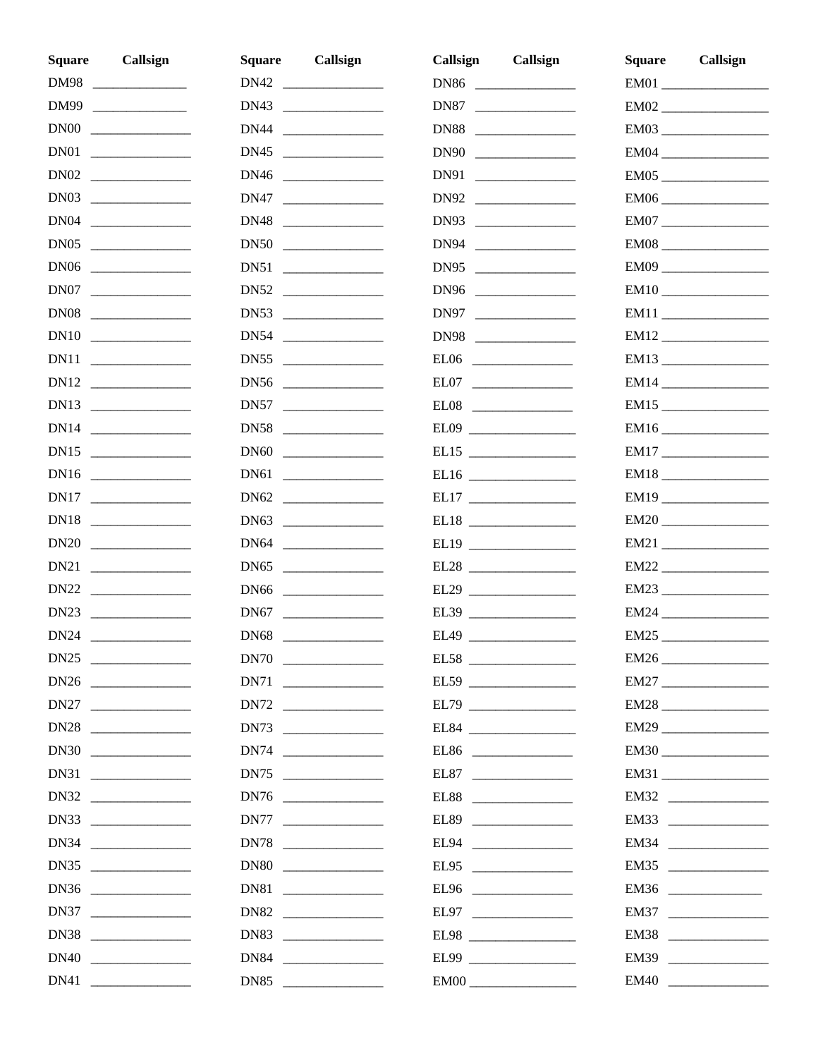| Square | Callsign | Square | Callsign | Callsign | Callsign | Square | Callsign |
|---|---|---|---|---|---|---|---|
| DM98 | ______________ | DN42 | _______________ | DN86 | _______________ | EM01 | ________________ |
| DM99 | ______________ | DN43 | _______________ | DN87 | _______________ | EM02 | ________________ |
| DN00 | _______________ | DN44 | _______________ | DN88 | _______________ | EM03 | ________________ |
| DN01 | _______________ | DN45 | _______________ | DN90 | _______________ | EM04 | ________________ |
| DN02 | _______________ | DN46 | _______________ | DN91 | _______________ | EM05 | ________________ |
| DN03 | _______________ | DN47 | _______________ | DN92 | _______________ | EM06 | ________________ |
| DN04 | _______________ | DN48 | _______________ | DN93 | _______________ | EM07 | ________________ |
| DN05 | _______________ | DN50 | _______________ | DN94 | _______________ | EM08 | ________________ |
| DN06 | _______________ | DN51 | _______________ | DN95 | _______________ | EM09 | ________________ |
| DN07 | _______________ | DN52 | _______________ | DN96 | _______________ | EM10 | ________________ |
| DN08 | _______________ | DN53 | _______________ | DN97 | _______________ | EM11 | ________________ |
| DN10 | _______________ | DN54 | _______________ | DN98 | _______________ | EM12 | ________________ |
| DN11 | _______________ | DN55 | _______________ | EL06 | _______________ | EM13 | ________________ |
| DN12 | _______________ | DN56 | _______________ | EL07 | _______________ | EM14 | ________________ |
| DN13 | _______________ | DN57 | _______________ | EL08 | _______________ | EM15 | ________________ |
| DN14 | _______________ | DN58 | _______________ | EL09 | ________________ | EM16 | ________________ |
| DN15 | _______________ | DN60 | _______________ | EL15 | ________________ | EM17 | ________________ |
| DN16 | _______________ | DN61 | _______________ | EL16 | ________________ | EM18 | ________________ |
| DN17 | _______________ | DN62 | _______________ | EL17 | ________________ | EM19 | ________________ |
| DN18 | _______________ | DN63 | _______________ | EL18 | ________________ | EM20 | ________________ |
| DN20 | _______________ | DN64 | _______________ | EL19 | ________________ | EM21 | ________________ |
| DN21 | _______________ | DN65 | _______________ | EL28 | ________________ | EM22 | ________________ |
| DN22 | _______________ | DN66 | _______________ | EL29 | ________________ | EM23 | ________________ |
| DN23 | _______________ | DN67 | _______________ | EL39 | ________________ | EM24 | ________________ |
| DN24 | _______________ | DN68 | _______________ | EL49 | ________________ | EM25 | ________________ |
| DN25 | _______________ | DN70 | _______________ | EL58 | ________________ | EM26 | ________________ |
| DN26 | _______________ | DN71 | _______________ | EL59 | ________________ | EM27 | ________________ |
| DN27 | _______________ | DN72 | _______________ | EL79 | ________________ | EM28 | ________________ |
| DN28 | _______________ | DN73 | _______________ | EL84 | ________________ | EM29 | ________________ |
| DN30 | _______________ | DN74 | _______________ | EL86 | _______________ | EM30 | ________________ |
| DN31 | _______________ | DN75 | _______________ | EL87 | _______________ | EM31 | ________________ |
| DN32 | _______________ | DN76 | _______________ | EL88 | _______________ | EM32 | _______________ |
| DN33 | _______________ | DN77 | _______________ | EL89 | _______________ | EM33 | _______________ |
| DN34 | _______________ | DN78 | _______________ | EL94 | _______________ | EM34 | _______________ |
| DN35 | _______________ | DN80 | _______________ | EL95 | _______________ | EM35 | _______________ |
| DN36 | _______________ | DN81 | _______________ | EL96 | _______________ | EM36 | ______________ |
| DN37 | _______________ | DN82 | _______________ | EL97 | _______________ | EM37 | _______________ |
| DN38 | _______________ | DN83 | _______________ | EL98 | ________________ | EM38 | _______________ |
| DN40 | _______________ | DN84 | _______________ | EL99 | ________________ | EM39 | _______________ |
| DN41 | _______________ | DN85 | _______________ | EM00 | ________________ | EM40 | _______________ |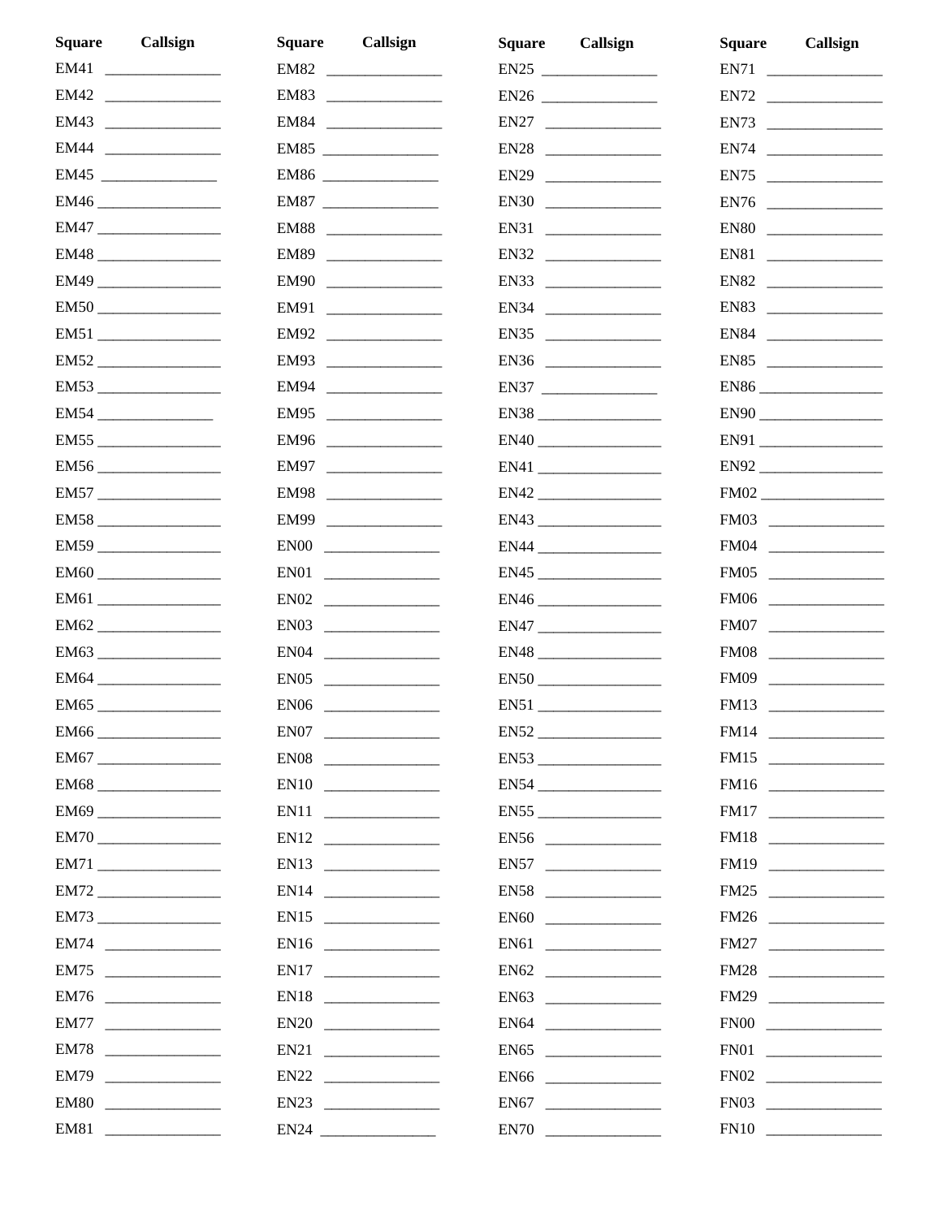| Square | Callsign | Square | Callsign | Square | Callsign | Square | Callsign |
|---|---|---|---|---|---|---|---|
| EM41 | | EM82 | | EN25 | | EN71 | |
| EM42 | | EM83 | | EN26 | | EN72 | |
| EM43 | | EM84 | | EN27 | | EN73 | |
| EM44 | | EM85 | | EN28 | | EN74 | |
| EM45 | | EM86 | | EN29 | | EN75 | |
| EM46 | | EM87 | | EN30 | | EN76 | |
| EM47 | | EM88 | | EN31 | | EN80 | |
| EM48 | | EM89 | | EN32 | | EN81 | |
| EM49 | | EM90 | | EN33 | | EN82 | |
| EM50 | | EM91 | | EN34 | | EN83 | |
| EM51 | | EM92 | | EN35 | | EN84 | |
| EM52 | | EM93 | | EN36 | | EN85 | |
| EM53 | | EM94 | | EN37 | | EN86 | |
| EM54 | | EM95 | | EN38 | | EN90 | |
| EM55 | | EM96 | | EN40 | | EN91 | |
| EM56 | | EM97 | | EN41 | | EN92 | |
| EM57 | | EM98 | | EN42 | | FM02 | |
| EM58 | | EM99 | | EN43 | | FM03 | |
| EM59 | | EN00 | | EN44 | | FM04 | |
| EM60 | | EN01 | | EN45 | | FM05 | |
| EM61 | | EN02 | | EN46 | | FM06 | |
| EM62 | | EN03 | | EN47 | | FM07 | |
| EM63 | | EN04 | | EN48 | | FM08 | |
| EM64 | | EN05 | | EN50 | | FM09 | |
| EM65 | | EN06 | | EN51 | | FM13 | |
| EM66 | | EN07 | | EN52 | | FM14 | |
| EM67 | | EN08 | | EN53 | | FM15 | |
| EM68 | | EN10 | | EN54 | | FM16 | |
| EM69 | | EN11 | | EN55 | | FM17 | |
| EM70 | | EN12 | | EN56 | | FM18 | |
| EM71 | | EN13 | | EN57 | | FM19 | |
| EM72 | | EN14 | | EN58 | | FM25 | |
| EM73 | | EN15 | | EN60 | | FM26 | |
| EM74 | | EN16 | | EN61 | | FM27 | |
| EM75 | | EN17 | | EN62 | | FM28 | |
| EM76 | | EN18 | | EN63 | | FM29 | |
| EM77 | | EN20 | | EN64 | | FN00 | |
| EM78 | | EN21 | | EN65 | | FN01 | |
| EM79 | | EN22 | | EN66 | | FN02 | |
| EM80 | | EN23 | | EN67 | | FN03 | |
| EM81 | | EN24 | | EN70 | | FN10 | |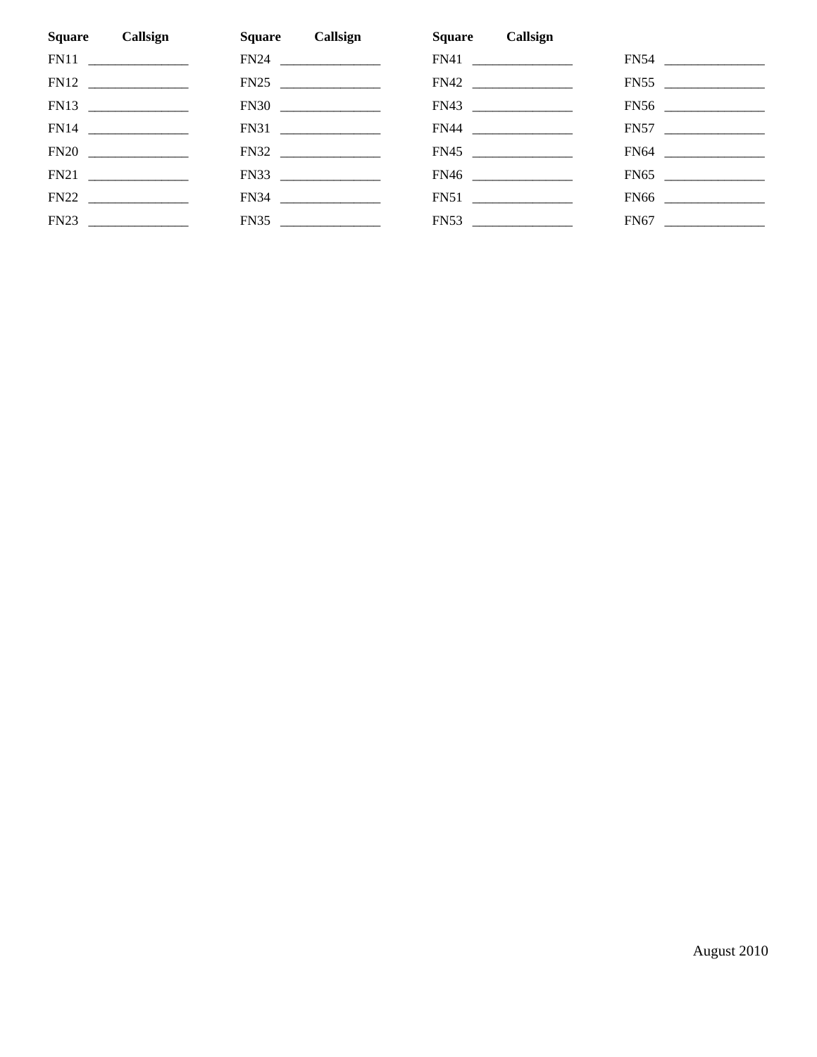| Square | Callsign | Square | Callsign | Square | Callsign | | |
|---|---|---|---|---|---|---|---|
| FN11 | _______________ | FN24 | _______________ | FN41 | _______________ | FN54 | _______________ |
| FN12 | _______________ | FN25 | _______________ | FN42 | _______________ | FN55 | _______________ |
| FN13 | _______________ | FN30 | _______________ | FN43 | _______________ | FN56 | _______________ |
| FN14 | _______________ | FN31 | _______________ | FN44 | _______________ | FN57 | _______________ |
| FN20 | _______________ | FN32 | _______________ | FN45 | _______________ | FN64 | _______________ |
| FN21 | _______________ | FN33 | _______________ | FN46 | _______________ | FN65 | _______________ |
| FN22 | _______________ | FN34 | _______________ | FN51 | _______________ | FN66 | _______________ |
| FN23 | _______________ | FN35 | _______________ | FN53 | _______________ | FN67 | _______________ |

August 2010